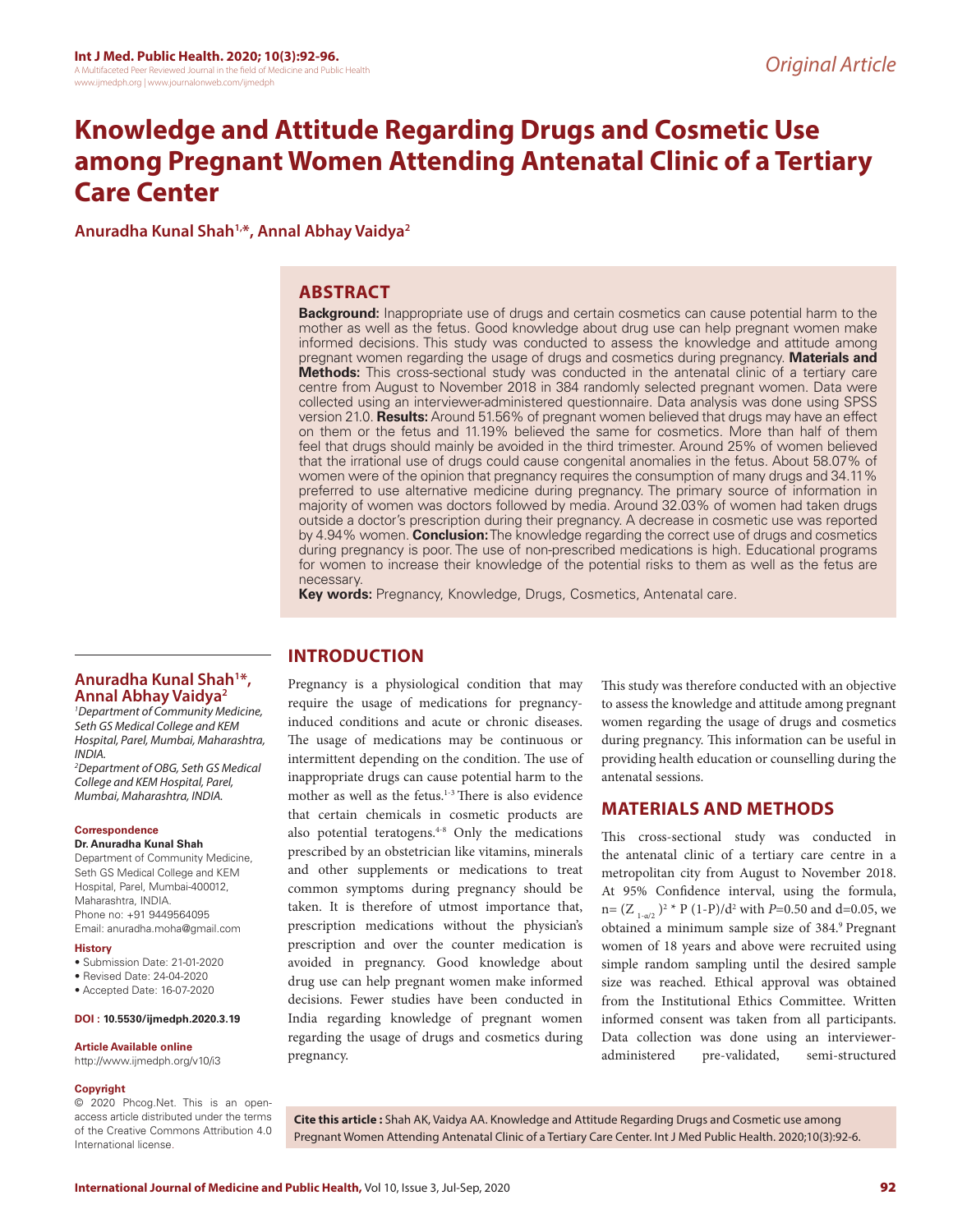Original Article

# Knowledge and Attitude Regarding Drugs and Cosmetic Use among Pregnant Women Attending Antenatal Clinic of a Tertiary Care Center

**Anuradha Kunal Shah[1,*], Annal Abhay Vaidya[2]**

## ABSTRACT

**Background:** Inappropriate use of drugs and certain cosmetics can cause potential harm to the mother as well as the fetus. Good knowledge about drug use can help pregnant women make informed decisions. This study was conducted to assess the knowledge and attitude among pregnant women regarding the usage of drugs and cosmetics during pregnancy. **Materials and Methods:** This cross-sectional study was conducted in the antenatal clinic of a tertiary care centre from August to November 2018 in 384 randomly selected pregnant women. Data were collected using an interviewer-administered questionnaire. Data analysis was done using SPSS version 21.0. **Results:** Around 51.56% of pregnant women believed that drugs may have an effect on them or the fetus and 11.19% believed the same for cosmetics. More than half of them feel that drugs should mainly be avoided in the third trimester. Around 25% of women believed that the irrational use of drugs could cause congenital anomalies in the fetus. About 58.07% of women were of the opinion that pregnancy requires the consumption of many drugs and 34.11% preferred to use alternative medicine during pregnancy. The primary source of information in majority of women was doctors followed by media. Around 32.03% of women had taken drugs outside a doctor's prescription during their pregnancy. A decrease in cosmetic use was reported by 4.94% women. **Conclusion:** The knowledge regarding the correct use of drugs and cosmetics during pregnancy is poor. The use of non-prescribed medications is high. Educational programs for women to increase their knowledge of the potential risks to them as well as the fetus are necessary.

**Key words:** Pregnancy, Knowledge, Drugs, Cosmetics, Antenatal care.

**Anuradha Kunal Shah[1*], Annal Abhay Vaidya[2]**

*[1]Department of Community Medicine, Seth GS Medical College and KEM Hospital, Parel, Mumbai, Maharashtra, INDIA.*

*[2]Department of OBG, Seth GS Medical College and KEM Hospital, Parel, Mumbai, Maharashtra, INDIA.*

**Correspondence**

**Dr. Anuradha Kunal Shah**

Department of Community Medicine, Seth GS Medical College and KEM Hospital, Parel, Mumbai-400012, Maharashtra, INDIA.

Phone no: +91 9449564095

Email: anuradha.moha@gmail.com

**History**

- Submission Date: 21-01-2020
- Revised Date: 24-04-2020
- Accepted Date: 16-07-2020

**DOI : 10.5530/ijmedph.2020.3.19**

**Article Available online**

http://www.ijmedph.org/v10/i3

**Copyright**

© 2020 Phcog.Net. This is an open-access article distributed under the terms of the Creative Commons Attribution 4.0 International license.

## INTRODUCTION

Pregnancy is a physiological condition that may require the usage of medications for pregnancy-induced conditions and acute or chronic diseases. The usage of medications may be continuous or intermittent depending on the condition. The use of inappropriate drugs can cause potential harm to the mother as well as the fetus.[1-3] There is also evidence that certain chemicals in cosmetic products are also potential teratogens.[4-8] Only the medications prescribed by an obstetrician like vitamins, minerals and other supplements or medications to treat common symptoms during pregnancy should be taken. It is therefore of utmost importance that, prescription medications without the physician's prescription and over the counter medication is avoided in pregnancy. Good knowledge about drug use can help pregnant women make informed decisions. Fewer studies have been conducted in India regarding knowledge of pregnant women regarding the usage of drugs and cosmetics during pregnancy.

This study was therefore conducted with an objective to assess the knowledge and attitude among pregnant women regarding the usage of drugs and cosmetics during pregnancy. This information can be useful in providing health education or counselling during the antenatal sessions.

## MATERIALS AND METHODS

This cross-sectional study was conducted in the antenatal clinic of a tertiary care centre in a metropolitan city from August to November 2018. At 95% Confidence interval, using the formula, $n = (Z_{1-\alpha/2})^2 * P(1-P)/d^2$ with $P=0.50$ and $d=0.05$, we obtained a minimum sample size of 384.[9] Pregnant women of 18 years and above were recruited using simple random sampling until the desired sample size was reached. Ethical approval was obtained from the Institutional Ethics Committee. Written informed consent was taken from all participants. Data collection was done using an interviewer-administered pre-validated, semi-structured

**Cite this article :** Shah AK, Vaidya AA. Knowledge and Attitude Regarding Drugs and Cosmetic use among Pregnant Women Attending Antenatal Clinic of a Tertiary Care Center. Int J Med Public Health. 2020;10(3):92-6.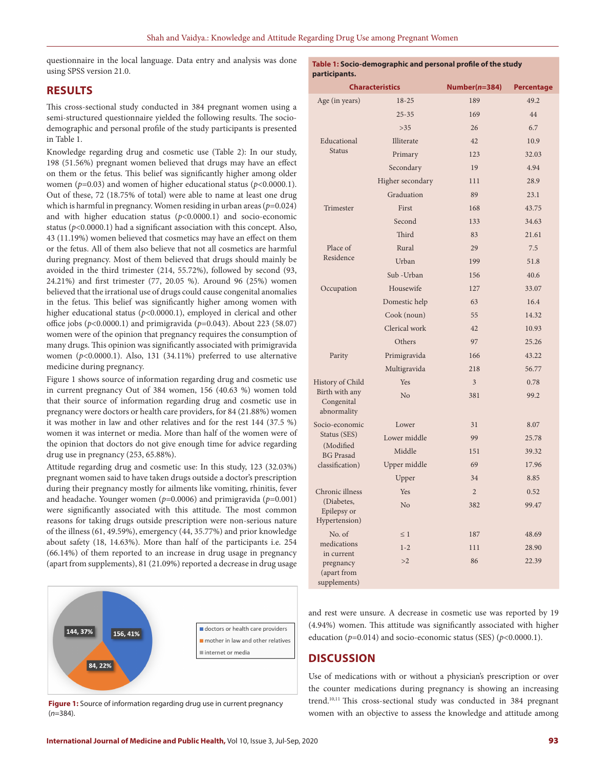questionnaire in the local language. Data entry and analysis was done using SPSS version 21.0.

## RESULTS

This cross-sectional study conducted in 384 pregnant women using a semi-structured questionnaire yielded the following results. The socio-demographic and personal profile of the study participants is presented in Table 1.

Knowledge regarding drug and cosmetic use (Table 2): In our study, 198 (51.56%) pregnant women believed that drugs may have an effect on them or the fetus. This belief was significantly higher among older women ($p$=0.03) and women of higher educational status ($p$<0.0000.1). Out of these, 72 (18.75% of total) were able to name at least one drug which is harmful in pregnancy. Women residing in urban areas ($p$=0.024) and with higher education status ($p$<0.0000.1) and socio-economic status ($p$<0.0000.1) had a significant association with this concept. Also, 43 (11.19%) women believed that cosmetics may have an effect on them or the fetus. All of them also believe that not all cosmetics are harmful during pregnancy. Most of them believed that drugs should mainly be avoided in the third trimester (214, 55.72%), followed by second (93, 24.21%) and first trimester (77, 20.05 %). Around 96 (25%) women believed that the irrational use of drugs could cause congenital anomalies in the fetus. This belief was significantly higher among women with higher educational status ($p$<0.0000.1), employed in clerical and other office jobs ($p$<0.0000.1) and primigravida ($p$=0.043). About 223 (58.07) women were of the opinion that pregnancy requires the consumption of many drugs. This opinion was significantly associated with primigravida women ($p$<0.0000.1). Also, 131 (34.11%) preferred to use alternative medicine during pregnancy.

Figure 1 shows source of information regarding drug and cosmetic use in current pregnancy Out of 384 women, 156 (40.63 %) women told that their source of information regarding drug and cosmetic use in pregnancy were doctors or health care providers, for 84 (21.88%) women it was mother in law and other relatives and for the rest 144 (37.5 %) women it was internet or media. More than half of the women were of the opinion that doctors do not give enough time for advice regarding drug use in pregnancy (253, 65.88%).

Attitude regarding drug and cosmetic use: In this study, 123 (32.03%) pregnant women said to have taken drugs outside a doctor's prescription during their pregnancy mostly for ailments like vomiting, rhinitis, fever and headache. Younger women ($p$=0.0006) and primigravida ($p$=0.001) were significantly associated with this attitude. The most common reasons for taking drugs outside prescription were non-serious nature of the illness (61, 49.59%), emergency (44, 35.77%) and prior knowledge about safety (18, 14.63%). More than half of the participants i.e. 254 (66.14%) of them reported to an increase in drug usage in pregnancy (apart from supplements), 81 (21.09%) reported a decrease in drug usage and rest were unsure. A decrease in cosmetic use was reported by 19 (4.94%) women. This attitude was significantly associated with higher education ($p$=0.014) and socio-economic status (SES) ($p$<0.0000.1).

**Table 1: Socio-demographic and personal profile of the study participants.**

| Characteristics | | Number($n$=384) | Percentage |
|---|---|---|---|
| Age (in years) | 18-25 | 189 | 49.2 |
| | 25-35 | 169 | 44 |
| | >35 | 26 | 6.7 |
| Educational Status | Illiterate | 42 | 10.9 |
| | Primary | 123 | 32.03 |
| | Secondary | 19 | 4.94 |
| | Higher secondary | 111 | 28.9 |
| | Graduation | 89 | 23.1 |
| Trimester | First | 168 | 43.75 |
| | Second | 133 | 34.63 |
| | Third | 83 | 21.61 |
| Place of Residence | Rural | 29 | 7.5 |
| | Urban | 199 | 51.8 |
| | Sub -Urban | 156 | 40.6 |
| Occupation | Housewife | 127 | 33.07 |
| | Domestic help | 63 | 16.4 |
| | Cook (noun) | 55 | 14.32 |
| | Clerical work | 42 | 10.93 |
| | Others | 97 | 25.26 |
| Parity | Primigravida | 166 | 43.22 |
| | Multigravida | 218 | 56.77 |
| History of Child Birth with any Congenital abnormality | Yes | 3 | 0.78 |
| | No | 381 | 99.2 |
| Socio-economic Status (SES) (Modified BG Prasad classification) | Lower | 31 | 8.07 |
| | Lower middle | 99 | 25.78 |
| | Middle | 151 | 39.32 |
| | Upper middle | 69 | 17.96 |
| | Upper | 34 | 8.85 |
| Chronic illness (Diabetes, Epilepsy or Hypertension) | Yes | 2 | 0.52 |
| | No | 382 | 99.47 |
| No. of medications in current pregnancy (apart from supplements) | ≤ 1 | 187 | 48.69 |
| | 1-2 | 111 | 28.90 |
| | >2 | 86 | 22.39 |

**Figure 1:** Source of information regarding drug use in current pregnancy ($n$=384).

## DISCUSSION

Use of medications with or without a physician's prescription or over the counter medications during pregnancy is showing an increasing trend.[10,11] This cross-sectional study was conducted in 384 pregnant women with an objective to assess the knowledge and attitude among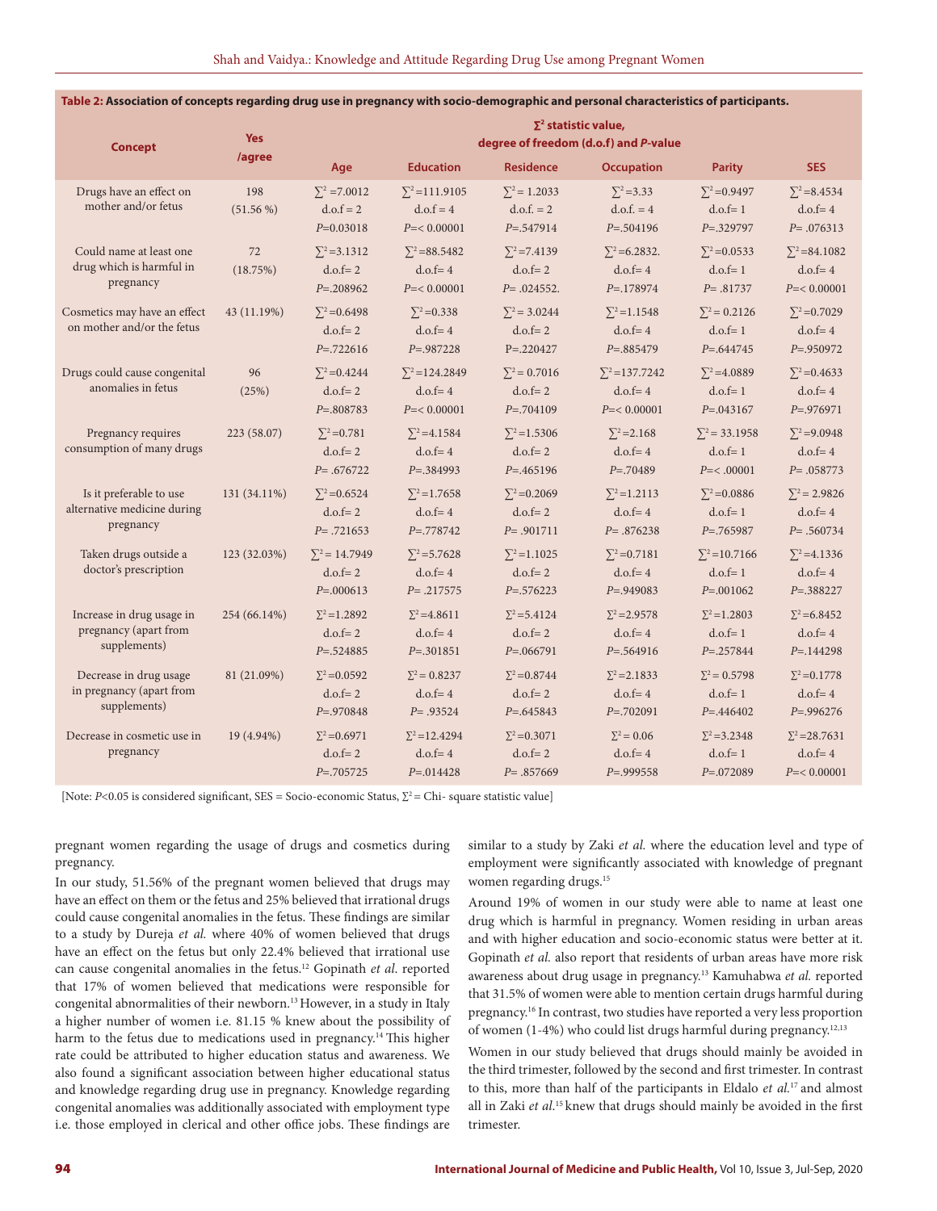**Table 2: Association of concepts regarding drug use in pregnancy with socio-demographic and personal characteristics of participants.**

| Concept | Yes /agree | $\sum^2$ statistic value, degree of freedom (d.o.f) and *P*-value | | | | | |
|---|---|---|---|---|---|---|---|
| | | Age | Education | Residence | Occupation | Parity | SES |
| Drugs have an effect on mother and/or fetus | 198 (51.56 %) | $\sum^2$ =7.0012 d.o.f = 2 *P*=0.03018 | $\sum^2$=111.9105 d.o.f = 4 *P*=< 0.00001 | $\sum^2$ = 1.2033 d.o.f. = 2 *P*=.547914 | $\sum^2$=3.33 d.o.f. = 4 *P*=.504196 | $\sum^2$=0.9497 d.o.f= 1 *P*=.329797 | $\sum^2$=8.4534 d.o.f= 4 *P*= .076313 |
| Could name at least one drug which is harmful in pregnancy | 72 (18.75%) | $\sum^2$=3.1312 d.o.f= 2 *P*=.208962 | $\sum^2$=88.5482 d.o.f= 4 *P*=< 0.00001 | $\sum^2$=7.4139 d.o.f= 2 *P*= .024552. | $\sum^2$=6.2832. d.o.f= 4 *P*=.178974 | $\sum^2$=0.0533 d.o.f= 1 *P*= .81737 | $\sum^2$=84.1082 d.o.f= 4 *P*=< 0.00001 |
| Cosmetics may have an effect on mother and/or the fetus | 43 (11.19%) | $\sum^2$=0.6498 d.o.f= 2 *P*=.722616 | $\sum^2$=0.338 d.o.f= 4 *P*=.987228 | $\sum^2$= 3.0244 d.o.f= 2 P=.220427 | $\sum^2$=1.1548 d.o.f= 4 *P*=.885479 | $\sum^2$= 0.2126 d.o.f= 1 *P*=.644745 | $\sum^2$=0.7029 d.o.f= 4 *P*=.950972 |
| Drugs could cause congenital anomalies in fetus | 96 (25%) | $\sum^2$=0.4244 d.o.f= 2 *P*=.808783 | $\sum^2$=124.2849 d.o.f= 4 *P*=< 0.00001 | $\sum^2$= 0.7016 d.o.f= 2 *P*=.704109 | $\sum^2$=137.7242 d.o.f= 4 *P*=< 0.00001 | $\sum^2$=4.0889 d.o.f= 1 *P*=.043167 | $\sum^2$=0.4633 d.o.f= 4 *P*=.976971 |
| Pregnancy requires consumption of many drugs | 223 (58.07) | $\sum^2$=0.781 d.o.f= 2 *P*= .676722 | $\sum^2$=4.1584 d.o.f= 4 *P*=.384993 | $\sum^2$=1.5306 d.o.f= 2 *P*=.465196 | $\sum^2$=2.168 d.o.f= 4 *P*=.70489 | $\sum^2$= 33.1958 d.o.f= 1 *P*=< .00001 | $\sum^2$=9.0948 d.o.f= 4 *P*= .058773 |
| Is it preferable to use alternative medicine during pregnancy | 131 (34.11%) | $\sum^2$=0.6524 d.o.f= 2 *P*= .721653 | $\sum^2$=1.7658 d.o.f= 4 *P*=.778742 | $\sum^2$=0.2069 d.o.f= 2 *P*= .901711 | $\sum^2$=1.2113 d.o.f= 4 *P*= .876238 | $\sum^2$=0.0886 d.o.f= 1 *P*=.765987 | $\sum^2$= 2.9826 d.o.f= 4 *P*= .560734 |
| Taken drugs outside a doctor's prescription | 123 (32.03%) | $\sum^2$= 14.7949 d.o.f= 2 *P*=.000613 | $\sum^2$=5.7628 d.o.f= 4 *P*= .217575 | $\sum^2$=1.1025 d.o.f= 2 *P*=.576223 | $\sum^2$=0.7181 d.o.f= 4 *P*=.949083 | $\sum^2$=10.7166 d.o.f= 1 *P*=.001062 | $\sum^2$=4.1336 d.o.f= 4 *P*=.388227 |
| Increase in drug usage in pregnancy (apart from supplements) | 254 (66.14%) | $\sum^2$=1.2892 d.o.f= 2 *P*=.524885 | $\sum^2$=4.8611 d.o.f= 4 *P*=.301851 | $\sum^2$=5.4124 d.o.f= 2 *P*=.066791 | $\sum^2$=2.9578 d.o.f= 4 *P*=.564916 | $\sum^2$=1.2803 d.o.f= 1 *P*=.257844 | $\sum^2$=6.8452 d.o.f= 4 *P*=.144298 |
| Decrease in drug usage in pregnancy (apart from supplements) | 81 (21.09%) | $\sum^2$=0.0592 d.o.f= 2 *P*=.970848 | $\sum^2$= 0.8237 d.o.f= 4 *P*= .93524 | $\sum^2$=0.8744 d.o.f= 2 *P*=.645843 | $\sum^2$=2.1833 d.o.f= 4 *P*=.702091 | $\sum^2$= 0.5798 d.o.f= 1 *P*=.446402 | $\sum^2$=0.1778 d.o.f= 4 *P*=.996276 |
| Decrease in cosmetic use in pregnancy | 19 (4.94%) | $\sum^2$=0.6971 d.o.f= 2 *P*=.705725 | $\sum^2$=12.4294 d.o.f= 4 *P*=.014428 | $\sum^2$=0.3071 d.o.f= 2 *P*= .857669 | $\sum^2$= 0.06 d.o.f= 4 *P*=.999558 | $\sum^2$=3.2348 d.o.f= 1 *P*=.072089 | $\sum^2$=28.7631 d.o.f= 4 *P*=< 0.00001 |

[Note: *P*<0.05 is considered significant, SES = Socio-economic Status, $\sum^2$ = Chi- square statistic value]

pregnant women regarding the usage of drugs and cosmetics during pregnancy.

In our study, 51.56% of the pregnant women believed that drugs may have an effect on them or the fetus and 25% believed that irrational drugs could cause congenital anomalies in the fetus. These findings are similar to a study by Dureja *et al.* where 40% of women believed that drugs have an effect on the fetus but only 22.4% believed that irrational use can cause congenital anomalies in the fetus.[12] Gopinath *et al.* reported that 17% of women believed that medications were responsible for congenital abnormalities of their newborn.[13] However, in a study in Italy a higher number of women i.e. 81.15 % knew about the possibility of harm to the fetus due to medications used in pregnancy.[14] This higher rate could be attributed to higher education status and awareness. We also found a significant association between higher educational status and knowledge regarding drug use in pregnancy. Knowledge regarding congenital anomalies was additionally associated with employment type i.e. those employed in clerical and other office jobs. These findings are similar to a study by Zaki *et al.* where the education level and type of employment were significantly associated with knowledge of pregnant women regarding drugs.[15]

Around 19% of women in our study were able to name at least one drug which is harmful in pregnancy. Women residing in urban areas and with higher education and socio-economic status were better at it. Gopinath *et al.* also report that residents of urban areas have more risk awareness about drug usage in pregnancy.[13] Kamuhabwa *et al.* reported that 31.5% of women were able to mention certain drugs harmful during pregnancy.[16] In contrast, two studies have reported a very less proportion of women (1-4%) who could list drugs harmful during pregnancy.[12,13]

Women in our study believed that drugs should mainly be avoided in the third trimester, followed by the second and first trimester. In contrast to this, more than half of the participants in Eldalo *et al.*[17] and almost all in Zaki *et al.*[15] knew that drugs should mainly be avoided in the first trimester.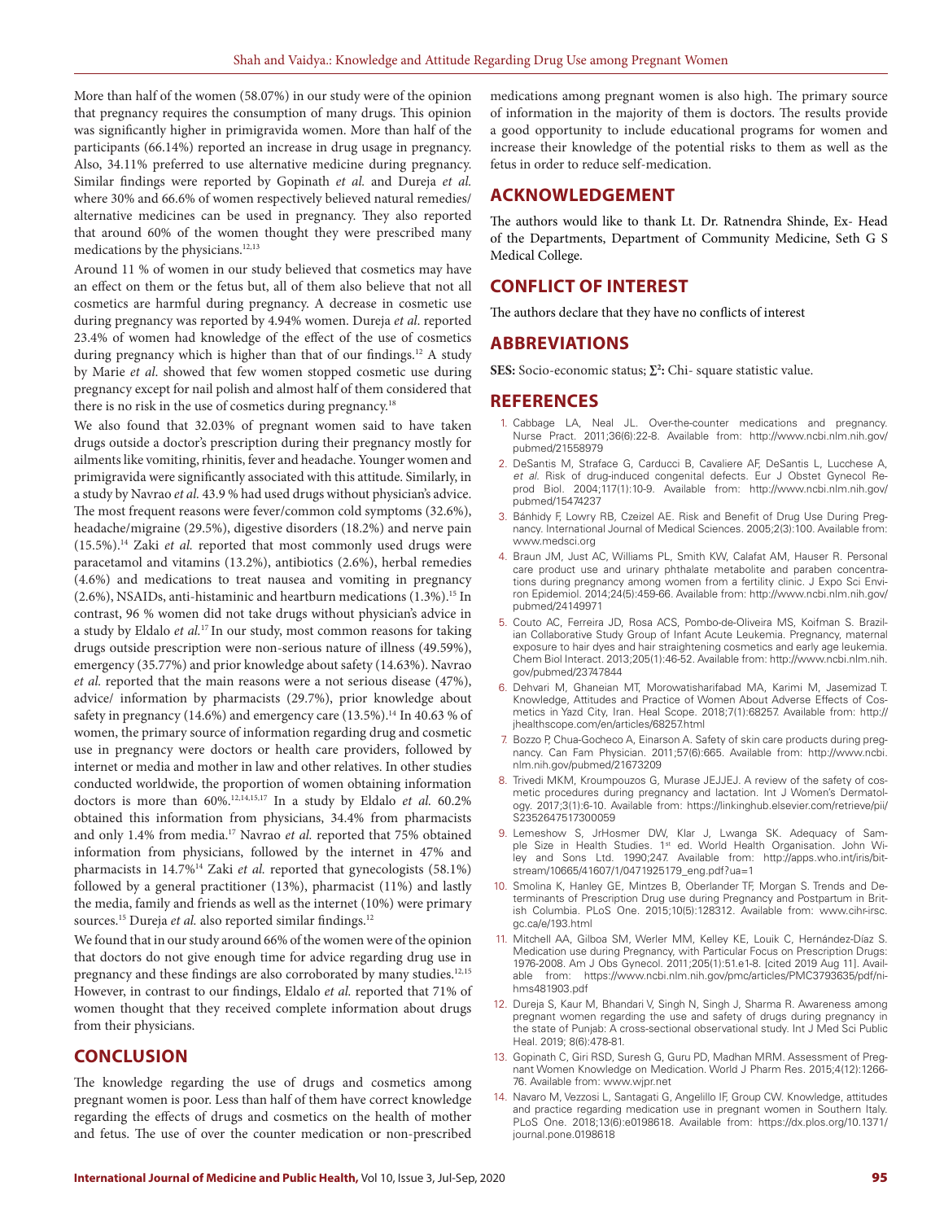More than half of the women (58.07%) in our study were of the opinion that pregnancy requires the consumption of many drugs. This opinion was significantly higher in primigravida women. More than half of the participants (66.14%) reported an increase in drug usage in pregnancy. Also, 34.11% preferred to use alternative medicine during pregnancy. Similar findings were reported by Gopinath *et al.* and Dureja *et al.* where 30% and 66.6% of women respectively believed natural remedies/ alternative medicines can be used in pregnancy. They also reported that around 60% of the women thought they were prescribed many medications by the physicians.[12,13]

Around 11 % of women in our study believed that cosmetics may have an effect on them or the fetus but, all of them also believe that not all cosmetics are harmful during pregnancy. A decrease in cosmetic use during pregnancy was reported by 4.94% women. Dureja *et al*. reported 23.4% of women had knowledge of the effect of the use of cosmetics during pregnancy which is higher than that of our findings.[12] A study by Marie *et al.* showed that few women stopped cosmetic use during pregnancy except for nail polish and almost half of them considered that there is no risk in the use of cosmetics during pregnancy.[18]

We also found that 32.03% of pregnant women said to have taken drugs outside a doctor's prescription during their pregnancy mostly for ailments like vomiting, rhinitis, fever and headache. Younger women and primigravida were significantly associated with this attitude. Similarly, in a study by Navrao *et al.* 43.9 % had used drugs without physician's advice. The most frequent reasons were fever/common cold symptoms (32.6%), headache/migraine (29.5%), digestive disorders (18.2%) and nerve pain (15.5%).[14] Zaki *et al.* reported that most commonly used drugs were paracetamol and vitamins (13.2%), antibiotics (2.6%), herbal remedies (4.6%) and medications to treat nausea and vomiting in pregnancy (2.6%), NSAIDs, anti-histaminic and heartburn medications (1.3%).[15] In contrast, 96 % women did not take drugs without physician's advice in a study by Eldalo *et al.*[17] In our study, most common reasons for taking drugs outside prescription were non-serious nature of illness (49.59%), emergency (35.77%) and prior knowledge about safety (14.63%). Navrao *et al.* reported that the main reasons were a not serious disease (47%), advice/ information by pharmacists (29.7%), prior knowledge about safety in pregnancy (14.6%) and emergency care (13.5%).[14] In 40.63 % of women, the primary source of information regarding drug and cosmetic use in pregnancy were doctors or health care providers, followed by internet or media and mother in law and other relatives. In other studies conducted worldwide, the proportion of women obtaining information doctors is more than 60%.[12,14,15,17] In a study by Eldalo *et al.* 60.2% obtained this information from physicians, 34.4% from pharmacists and only 1.4% from media.[17] Navrao *et al.* reported that 75% obtained information from physicians, followed by the internet in 47% and pharmacists in 14.7%[14] Zaki *et al.* reported that gynecologists (58.1%) followed by a general practitioner (13%), pharmacist (11%) and lastly the media, family and friends as well as the internet (10%) were primary sources.[15] Dureja *et al.* also reported similar findings.[12]

We found that in our study around 66% of the women were of the opinion that doctors do not give enough time for advice regarding drug use in pregnancy and these findings are also corroborated by many studies.[12,15] However, in contrast to our findings, Eldalo *et al.* reported that 71% of women thought that they received complete information about drugs from their physicians.

## CONCLUSION

The knowledge regarding the use of drugs and cosmetics among pregnant women is poor. Less than half of them have correct knowledge regarding the effects of drugs and cosmetics on the health of mother and fetus. The use of over the counter medication or non-prescribed medications among pregnant women is also high. The primary source of information in the majority of them is doctors. The results provide a good opportunity to include educational programs for women and increase their knowledge of the potential risks to them as well as the fetus in order to reduce self-medication.

## ACKNOWLEDGEMENT

The authors would like to thank Lt. Dr. Ratnendra Shinde, Ex- Head of the Departments, Department of Community Medicine, Seth G S Medical College.

## CONFLICT OF INTEREST

The authors declare that they have no conflicts of interest

## ABBREVIATIONS

**SES:** Socio-economic status; **$\Sigma^2$:** Chi- square statistic value.

## REFERENCES

1. Cabbage LA, Neal JL. Over-the-counter medications and pregnancy. Nurse Pract. 2011;36(6):22-8. Available from: http://www.ncbi.nlm.nih.gov/pubmed/21558979
2. DeSantis M, Straface G, Carducci B, Cavaliere AF, DeSantis L, Lucchese A, *et al.* Risk of drug-induced congenital defects. Eur J Obstet Gynecol Reprod Biol. 2004;117(1):10-9. Available from: http://www.ncbi.nlm.nih.gov/pubmed/15474237
3. Bánhidy F, Lowry RB, Czeizel AE. Risk and Benefit of Drug Use During Pregnancy. International Journal of Medical Sciences. 2005;2(3):100. Available from: www.medsci.org
4. Braun JM, Just AC, Williams PL, Smith KW, Calafat AM, Hauser R. Personal care product use and urinary phthalate metabolite and paraben concentrations during pregnancy among women from a fertility clinic. J Expo Sci Environ Epidemiol. 2014;24(5):459-66. Available from: http://www.ncbi.nlm.nih.gov/pubmed/24149971
5. Couto AC, Ferreira JD, Rosa ACS, Pombo-de-Oliveira MS, Koifman S. Brazilian Collaborative Study Group of Infant Acute Leukemia. Pregnancy, maternal exposure to hair dyes and hair straightening cosmetics and early age leukemia. Chem Biol Interact. 2013;205(1):46-52. Available from: http://www.ncbi.nlm.nih.gov/pubmed/23747844
6. Dehvari M, Ghaneian MT, Morowatisharifabad MA, Karimi M, Jasemizad T. Knowledge, Attitudes and Practice of Women About Adverse Effects of Cosmetics in Yazd City, Iran. Heal Scope. 2018;7(1):68257. Available from: http://jhealthscope.com/en/articles/68257.html
7. Bozzo P, Chua-Gocheco A, Einarson A. Safety of skin care products during pregnancy. Can Fam Physician. 2011;57(6):665. Available from: http://www.ncbi.nlm.nih.gov/pubmed/21673209
8. Trivedi MKM, Kroumpouzos G, Murase JEJJEJ. A review of the safety of cosmetic procedures during pregnancy and lactation. Int J Women's Dermatology. 2017;3(1):6-10. Available from: https://linkinghub.elsevier.com/retrieve/pii/S2352647517300059
9. Lemeshow S, JrHosmer DW, Klar J, Lwanga SK. Adequacy of Sample Size in Health Studies. 1st ed. World Health Organisation. John Wiley and Sons Ltd. 1990;247. Available from: http://apps.who.int/iris/bitstream/10665/41607/1/0471925179_eng.pdf?ua=1
10. Smolina K, Hanley GE, Mintzes B, Oberlander TF, Morgan S. Trends and Determinants of Prescription Drug use during Pregnancy and Postpartum in British Columbia. PLoS One. 2015;10(5):128312. Available from: www.cihr-irsc.gc.ca/e/193.html
11. Mitchell AA, Gilboa SM, Werler MM, Kelley KE, Louik C, Hernández-Díaz S. Medication use during Pregnancy, with Particular Focus on Prescription Drugs: 1976-2008. Am J Obs Gynecol. 2011;205(1):51.e1-8. [cited 2019 Aug 11]. Available from: https://www.ncbi.nlm.nih.gov/pmc/articles/PMC3793635/pdf/nihms481903.pdf
12. Dureja S, Kaur M, Bhandari V, Singh N, Singh J, Sharma R. Awareness among pregnant women regarding the use and safety of drugs during pregnancy in the state of Punjab: A cross-sectional observational study. Int J Med Sci Public Heal. 2019; 8(6):478-81.
13. Gopinath C, Giri RSD, Suresh G, Guru PD, Madhan MRM. Assessment of Pregnant Women Knowledge on Medication. World J Pharm Res. 2015;4(12):1266-76. Available from: www.wjpr.net
14. Navaro M, Vezzosi L, Santagati G, Angelillo IF, Group CW. Knowledge, attitudes and practice regarding medication use in pregnant women in Southern Italy. PLoS One. 2018;13(6):e0198618. Available from: https://dx.plos.org/10.1371/journal.pone.0198618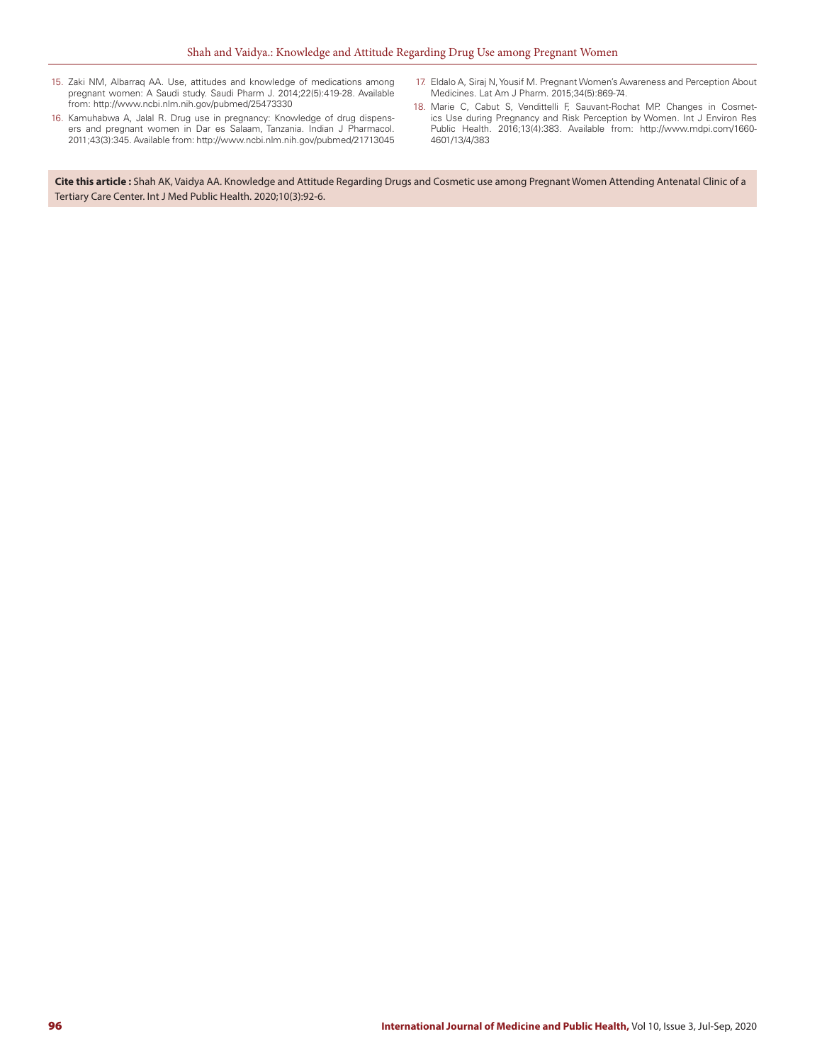15. Zaki NM, Albarraq AA. Use, attitudes and knowledge of medications among pregnant women: A Saudi study. Saudi Pharm J. 2014;22(5):419-28. Available from: http://www.ncbi.nlm.nih.gov/pubmed/25473330
16. Kamuhabwa A, Jalal R. Drug use in pregnancy: Knowledge of drug dispensers and pregnant women in Dar es Salaam, Tanzania. Indian J Pharmacol. 2011;43(3):345. Available from: http://www.ncbi.nlm.nih.gov/pubmed/21713045
17. Eldalo A, Siraj N, Yousif M. Pregnant Women's Awareness and Perception About Medicines. Lat Am J Pharm. 2015;34(5):869-74.
18. Marie C, Cabut S, Vendittelli F, Sauvant-Rochat MP. Changes in Cosmetics Use during Pregnancy and Risk Perception by Women. Int J Environ Res Public Health. 2016;13(4):383. Available from: http://www.mdpi.com/1660-4601/13/4/383

**Cite this article :** Shah AK, Vaidya AA. Knowledge and Attitude Regarding Drugs and Cosmetic use among Pregnant Women Attending Antenatal Clinic of a Tertiary Care Center. Int J Med Public Health. 2020;10(3):92-6.